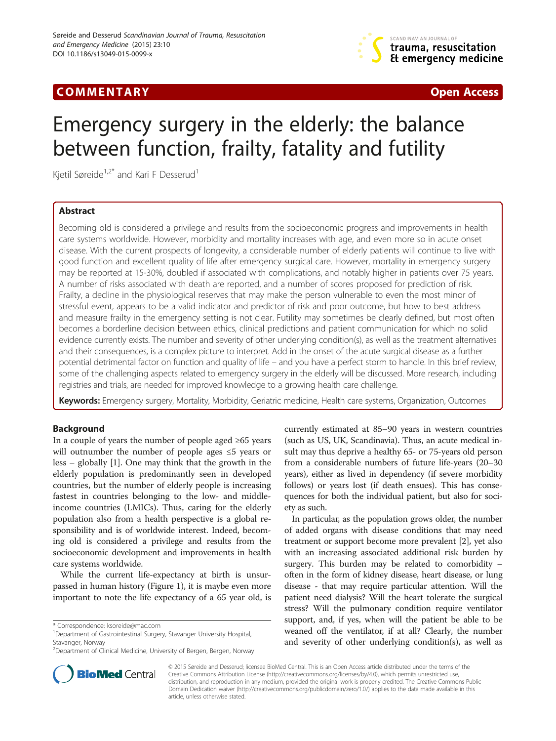# COMMENTARY

# Emergency surgery in the elderly: the balance between function, frailty, fatality and futility

Kjetil Søreide[1,2*] and Kari F Desserud[1]

## Abstract

Becoming old is considered a privilege and results from the socioeconomic progress and improvements in health care systems worldwide. However, morbidity and mortality increases with age, and even more so in acute onset disease. With the current prospects of longevity, a considerable number of elderly patients will continue to live with good function and excellent quality of life after emergency surgical care. However, mortality in emergency surgery may be reported at 15-30%, doubled if associated with complications, and notably higher in patients over 75 years. A number of risks associated with death are reported, and a number of scores proposed for prediction of risk. Frailty, a decline in the physiological reserves that may make the person vulnerable to even the most minor of stressful event, appears to be a valid indicator and predictor of risk and poor outcome, but how to best address and measure frailty in the emergency setting is not clear. Futility may sometimes be clearly defined, but most often becomes a borderline decision between ethics, clinical predictions and patient communication for which no solid evidence currently exists. The number and severity of other underlying condition(s), as well as the treatment alternatives and their consequences, is a complex picture to interpret. Add in the onset of the acute surgical disease as a further potential detrimental factor on function and quality of life – and you have a perfect storm to handle. In this brief review, some of the challenging aspects related to emergency surgery in the elderly will be discussed. More research, including registries and trials, are needed for improved knowledge to a growing health care challenge.

**Keywords:** Emergency surgery, Mortality, Morbidity, Geriatric medicine, Health care systems, Organization, Outcomes

## Background

In a couple of years the number of people aged ≥65 years will outnumber the number of people ages ≤5 years or less – globally [1]. One may think that the growth in the elderly population is predominantly seen in developed countries, but the number of elderly people is increasing fastest in countries belonging to the low- and middle-income countries (LMICs). Thus, caring for the elderly population also from a health perspective is a global responsibility and is of worldwide interest. Indeed, becoming old is considered a privilege and results from the socioeconomic development and improvements in health care systems worldwide.

While the current life-expectancy at birth is unsurpassed in human history (Figure 1), it is maybe even more important to note the life expectancy of a 65 year old, is currently estimated at 85–90 years in western countries (such as US, UK, Scandinavia). Thus, an acute medical insult may thus deprive a healthy 65- or 75-years old person from a considerable numbers of future life-years (20–30 years), either as lived in dependency (if severe morbidity follows) or years lost (if death ensues). This has consequences for both the individual patient, but also for society as such.

In particular, as the population grows older, the number of added organs with disease conditions that may need treatment or support become more prevalent [2], yet also with an increasing associated additional risk burden by surgery. This burden may be related to comorbidity – often in the form of kidney disease, heart disease, or lung disease - that may require particular attention. Will the patient need dialysis? Will the heart tolerate the surgical stress? Will the pulmonary condition require ventilator support, and, if yes, when will the patient be able to be weaned off the ventilator, if at all? Clearly, the number and severity of other underlying condition(s), as well as

\* Correspondence: ksoreide@mac.com
[1]Department of Gastrointestinal Surgery, Stavanger University Hospital, Stavanger, Norway
[2]Department of Clinical Medicine, University of Bergen, Bergen, Norway

© 2015 Søreide and Desserud; licensee BioMed Central. This is an Open Access article distributed under the terms of the Creative Commons Attribution License (http://creativecommons.org/licenses/by/4.0), which permits unrestricted use, distribution, and reproduction in any medium, provided the original work is properly credited. The Creative Commons Public Domain Dedication waiver (http://creativecommons.org/publicdomain/zero/1.0/) applies to the data made available in this article, unless otherwise stated.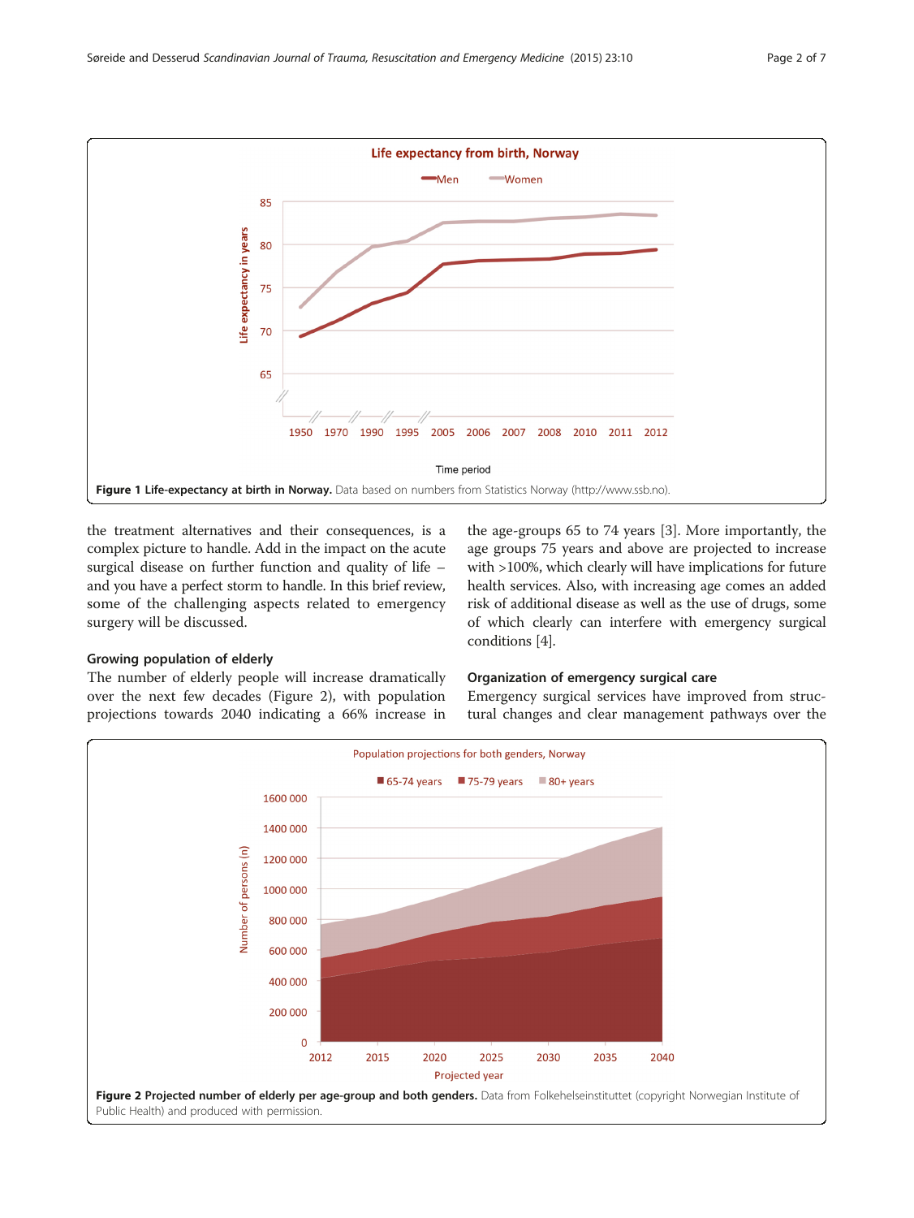Figure 1 Life-expectancy at birth in Norway. Data based on numbers from Statistics Norway (http://www.ssb.no).

the treatment alternatives and their consequences, is a complex picture to handle. Add in the impact on the acute surgical disease on further function and quality of life – and you have a perfect storm to handle. In this brief review, some of the challenging aspects related to emergency surgery will be discussed.

## Growing population of elderly

The number of elderly people will increase dramatically over the next few decades (Figure 2), with population projections towards 2040 indicating a 66% increase in the age-groups 65 to 74 years [3]. More importantly, the age groups 75 years and above are projected to increase with >100%, which clearly will have implications for future health services. Also, with increasing age comes an added risk of additional disease as well as the use of drugs, some of which clearly can interfere with emergency surgical conditions [4].

## Organization of emergency surgical care

Emergency surgical services have improved from structural changes and clear management pathways over the

**Figure 2 Projected number of elderly per age-group and both genders.** Data from Folkehelseinstituttet (copyright Norwegian Institute of Public Health) and produced with permission.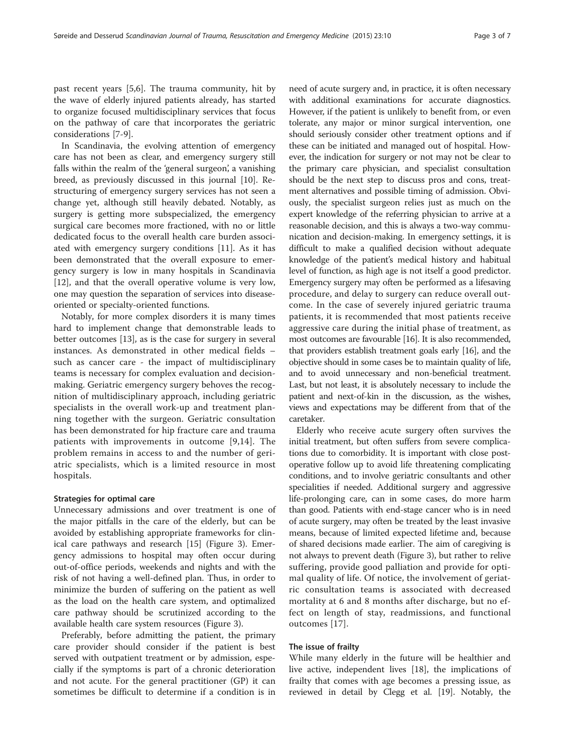past recent years [5,6]. The trauma community, hit by the wave of elderly injured patients already, has started to organize focused multidisciplinary services that focus on the pathway of care that incorporates the geriatric considerations [7-9].

In Scandinavia, the evolving attention of emergency care has not been as clear, and emergency surgery still falls within the realm of the 'general surgeon', a vanishing breed, as previously discussed in this journal [10]. Restructuring of emergency surgery services has not seen a change yet, although still heavily debated. Notably, as surgery is getting more subspecialized, the emergency surgical care becomes more fractioned, with no or little dedicated focus to the overall health care burden associated with emergency surgery conditions [11]. As it has been demonstrated that the overall exposure to emergency surgery is low in many hospitals in Scandinavia [12], and that the overall operative volume is very low, one may question the separation of services into disease-oriented or specialty-oriented functions.

Notably, for more complex disorders it is many times hard to implement change that demonstrable leads to better outcomes [13], as is the case for surgery in several instances. As demonstrated in other medical fields – such as cancer care - the impact of multidisciplinary teams is necessary for complex evaluation and decision-making. Geriatric emergency surgery behoves the recognition of multidisciplinary approach, including geriatric specialists in the overall work-up and treatment planning together with the surgeon. Geriatric consultation has been demonstrated for hip fracture care and trauma patients with improvements in outcome [9,14]. The problem remains in access to and the number of geriatric specialists, which is a limited resource in most hospitals.

### Strategies for optimal care

Unnecessary admissions and over treatment is one of the major pitfalls in the care of the elderly, but can be avoided by establishing appropriate frameworks for clinical care pathways and research [15] (Figure 3). Emergency admissions to hospital may often occur during out-of-office periods, weekends and nights and with the risk of not having a well-defined plan. Thus, in order to minimize the burden of suffering on the patient as well as the load on the health care system, and optimalized care pathway should be scrutinized according to the available health care system resources (Figure 3).

Preferably, before admitting the patient, the primary care provider should consider if the patient is best served with outpatient treatment or by admission, especially if the symptoms is part of a chronic deterioration and not acute. For the general practitioner (GP) it can sometimes be difficult to determine if a condition is in need of acute surgery and, in practice, it is often necessary with additional examinations for accurate diagnostics. However, if the patient is unlikely to benefit from, or even tolerate, any major or minor surgical intervention, one should seriously consider other treatment options and if these can be initiated and managed out of hospital. However, the indication for surgery or not may not be clear to the primary care physician, and specialist consultation should be the next step to discuss pros and cons, treatment alternatives and possible timing of admission. Obviously, the specialist surgeon relies just as much on the expert knowledge of the referring physician to arrive at a reasonable decision, and this is always a two-way communication and decision-making. In emergency settings, it is difficult to make a qualified decision without adequate knowledge of the patient's medical history and habitual level of function, as high age is not itself a good predictor. Emergency surgery may often be performed as a lifesaving procedure, and delay to surgery can reduce overall outcome. In the case of severely injured geriatric trauma patients, it is recommended that most patients receive aggressive care during the initial phase of treatment, as most outcomes are favourable [16]. It is also recommended, that providers establish treatment goals early [16], and the objective should in some cases be to maintain quality of life, and to avoid unnecessary and non-beneficial treatment. Last, but not least, it is absolutely necessary to include the patient and next-of-kin in the discussion, as the wishes, views and expectations may be different from that of the caretaker.

Elderly who receive acute surgery often survives the initial treatment, but often suffers from severe complications due to comorbidity. It is important with close postoperative follow up to avoid life threatening complicating conditions, and to involve geriatric consultants and other specialities if needed. Additional surgery and aggressive life-prolonging care, can in some cases, do more harm than good. Patients with end-stage cancer who is in need of acute surgery, may often be treated by the least invasive means, because of limited expected lifetime and, because of shared decisions made earlier. The aim of caregiving is not always to prevent death (Figure 3), but rather to relive suffering, provide good palliation and provide for optimal quality of life. Of notice, the involvement of geriatric consultation teams is associated with decreased mortality at 6 and 8 months after discharge, but no effect on length of stay, readmissions, and functional outcomes [17].

### The issue of frailty

While many elderly in the future will be healthier and live active, independent lives [18], the implications of frailty that comes with age becomes a pressing issue, as reviewed in detail by Clegg et al. [19]. Notably, the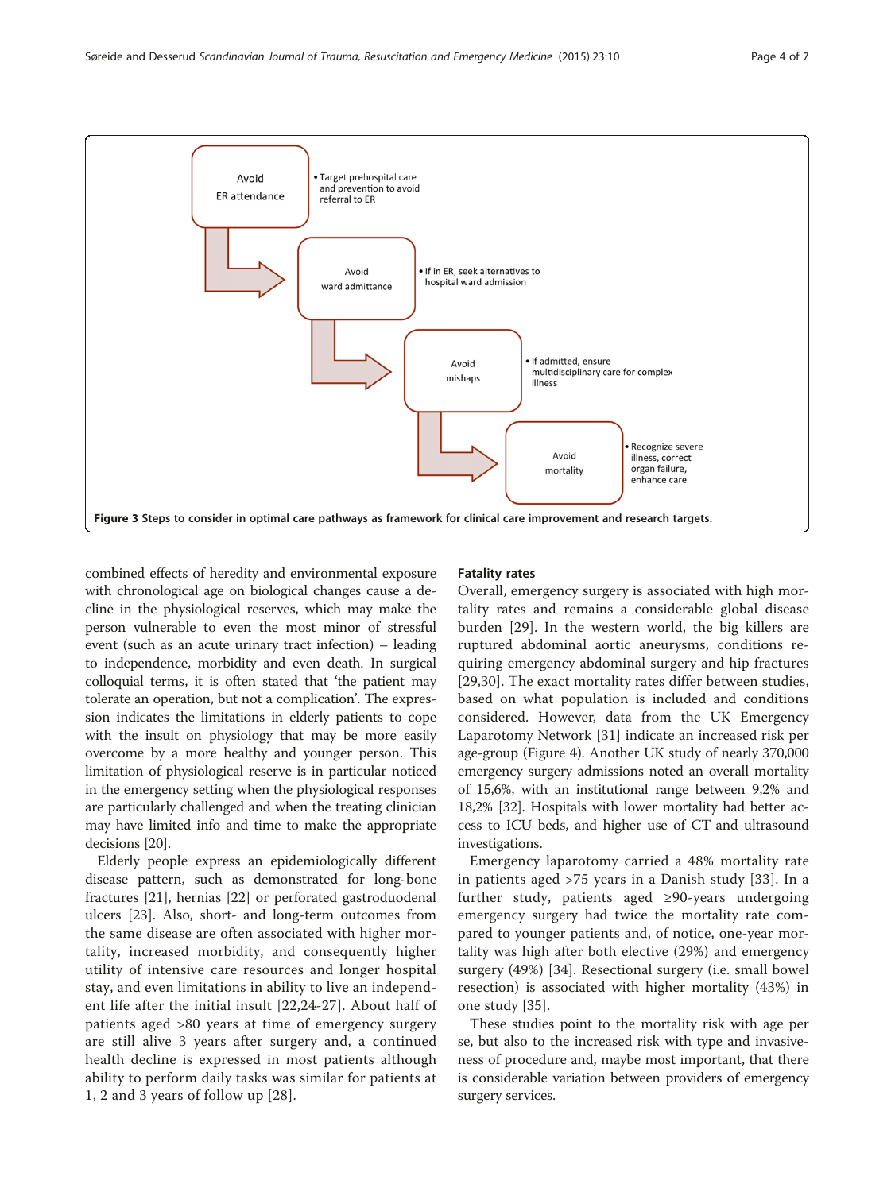Avoid ER attendance

- Target prehospital care and prevention to avoid referral to ER

Avoid ward admittance

- If in ER, seek alternatives to hospital ward admission

Avoid mishaps

- If admitted, ensure multidisciplinary care for complex illness

Avoid mortality

- Recognize severe illness, correct organ failure, enhance care

**Figure 3 Steps to consider in optimal care pathways as framework for clinical care improvement and research targets.**

combined effects of heredity and environmental exposure with chronological age on biological changes cause a decline in the physiological reserves, which may make the person vulnerable to even the most minor of stressful event (such as an acute urinary tract infection) – leading to independence, morbidity and even death. In surgical colloquial terms, it is often stated that 'the patient may tolerate an operation, but not a complication'. The expression indicates the limitations in elderly patients to cope with the insult on physiology that may be more easily overcome by a more healthy and younger person. This limitation of physiological reserve is in particular noticed in the emergency setting when the physiological responses are particularly challenged and when the treating clinician may have limited info and time to make the appropriate decisions [20].

Elderly people express an epidemiologically different disease pattern, such as demonstrated for long-bone fractures [21], hernias [22] or perforated gastroduodenal ulcers [23]. Also, short- and long-term outcomes from the same disease are often associated with higher mortality, increased morbidity, and consequently higher utility of intensive care resources and longer hospital stay, and even limitations in ability to live an independent life after the initial insult [22,24-27]. About half of patients aged >80 years at time of emergency surgery are still alive 3 years after surgery and, a continued health decline is expressed in most patients although ability to perform daily tasks was similar for patients at 1, 2 and 3 years of follow up [28].

### Fatality rates

Overall, emergency surgery is associated with high mortality rates and remains a considerable global disease burden [29]. In the western world, the big killers are ruptured abdominal aortic aneurysms, conditions requiring emergency abdominal surgery and hip fractures [29,30]. The exact mortality rates differ between studies, based on what population is included and conditions considered. However, data from the UK Emergency Laparotomy Network [31] indicate an increased risk per age-group (Figure 4). Another UK study of nearly 370,000 emergency surgery admissions noted an overall mortality of 15,6%, with an institutional range between 9,2% and 18,2% [32]. Hospitals with lower mortality had better access to ICU beds, and higher use of CT and ultrasound investigations.

Emergency laparotomy carried a 48% mortality rate in patients aged >75 years in a Danish study [33]. In a further study, patients aged ≥90-years undergoing emergency surgery had twice the mortality rate compared to younger patients and, of notice, one-year mortality was high after both elective (29%) and emergency surgery (49%) [34]. Resectional surgery (i.e. small bowel resection) is associated with higher mortality (43%) in one study [35].

These studies point to the mortality risk with age per se, but also to the increased risk with type and invasiveness of procedure and, maybe most important, that there is considerable variation between providers of emergency surgery services.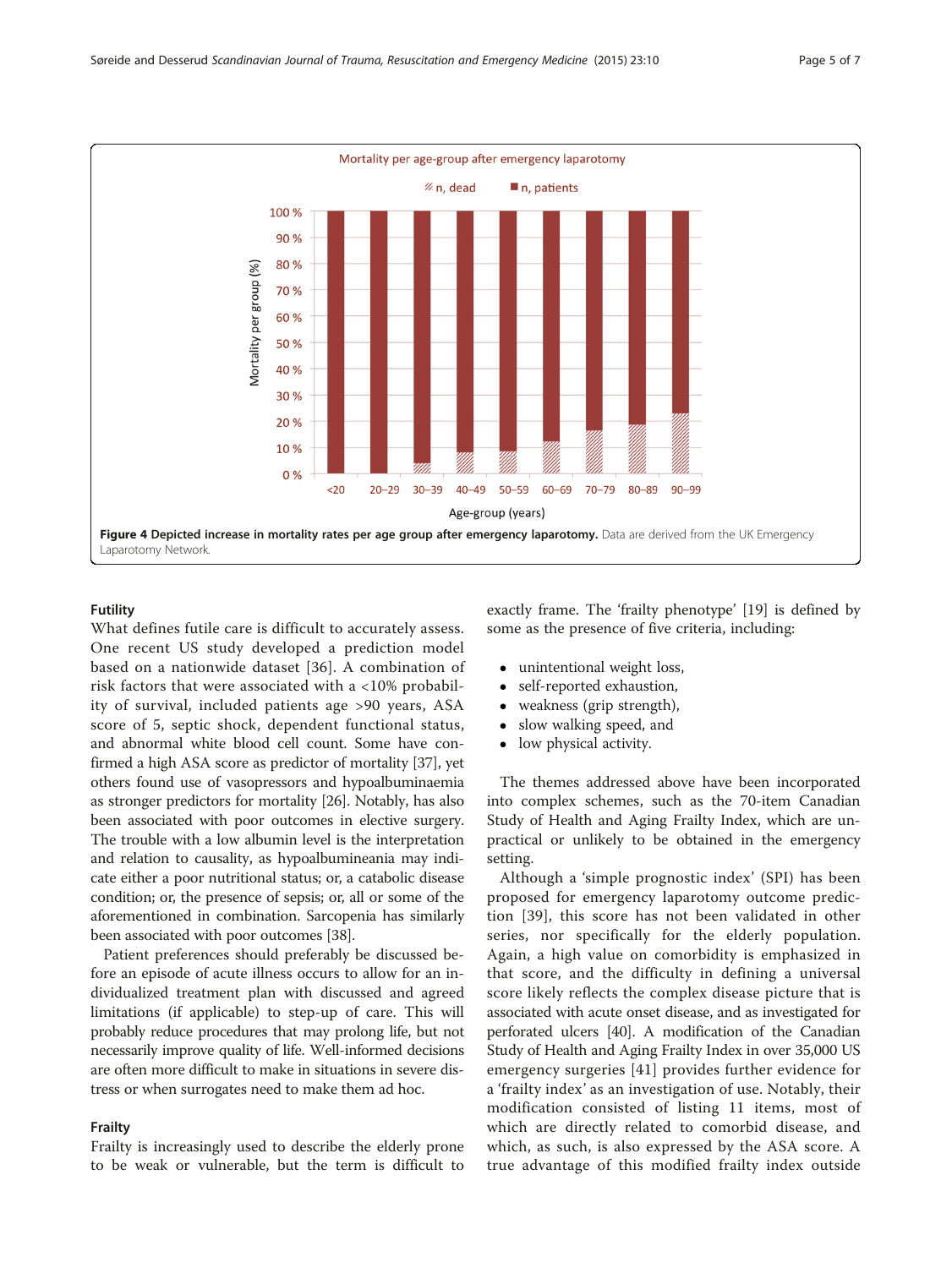**Figure 4 Depicted increase in mortality rates per age group after emergency laparotomy.** Data are derived from the UK Emergency Laparotomy Network.

### Futility

What defines futile care is difficult to accurately assess. One recent US study developed a prediction model based on a nationwide dataset [36]. A combination of risk factors that were associated with a <10% probability of survival, included patients age >90 years, ASA score of 5, septic shock, dependent functional status, and abnormal white blood cell count. Some have confirmed a high ASA score as predictor of mortality [37], yet others found use of vasopressors and hypoalbuminaemia as stronger predictors for mortality [26]. Notably, has also been associated with poor outcomes in elective surgery. The trouble with a low albumin level is the interpretation and relation to causality, as hypoalbumineania may indicate either a poor nutritional status; or, a catabolic disease condition; or, the presence of sepsis; or, all or some of the aforementioned in combination. Sarcopenia has similarly been associated with poor outcomes [38].

Patient preferences should preferably be discussed before an episode of acute illness occurs to allow for an individualized treatment plan with discussed and agreed limitations (if applicable) to step-up of care. This will probably reduce procedures that may prolong life, but not necessarily improve quality of life. Well-informed decisions are often more difficult to make in situations in severe distress or when surrogates need to make them ad hoc.

### Frailty

Frailty is increasingly used to describe the elderly prone to be weak or vulnerable, but the term is difficult to exactly frame. The 'frailty phenotype' [19] is defined by some as the presence of five criteria, including:

- unintentional weight loss,
- self-reported exhaustion,
- weakness (grip strength),
- slow walking speed, and
- low physical activity.

The themes addressed above have been incorporated into complex schemes, such as the 70-item Canadian Study of Health and Aging Frailty Index, which are unpractical or unlikely to be obtained in the emergency setting.

Although a 'simple prognostic index' (SPI) has been proposed for emergency laparotomy outcome prediction [39], this score has not been validated in other series, nor specifically for the elderly population. Again, a high value on comorbidity is emphasized in that score, and the difficulty in defining a universal score likely reflects the complex disease picture that is associated with acute onset disease, and as investigated for perforated ulcers [40]. A modification of the Canadian Study of Health and Aging Frailty Index in over 35,000 US emergency surgeries [41] provides further evidence for a 'frailty index' as an investigation of use. Notably, their modification consisted of listing 11 items, most of which are directly related to comorbid disease, and which, as such, is also expressed by the ASA score. A true advantage of this modified frailty index outside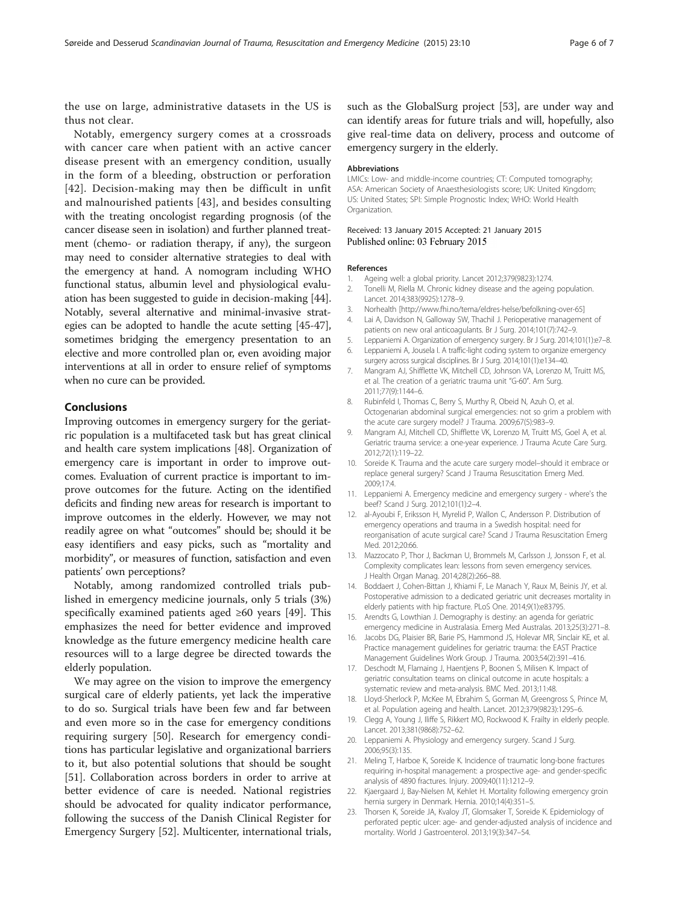the use on large, administrative datasets in the US is thus not clear.

Notably, emergency surgery comes at a crossroads with cancer care when patient with an active cancer disease present with an emergency condition, usually in the form of a bleeding, obstruction or perforation [42]. Decision-making may then be difficult in unfit and malnourished patients [43], and besides consulting with the treating oncologist regarding prognosis (of the cancer disease seen in isolation) and further planned treatment (chemo- or radiation therapy, if any), the surgeon may need to consider alternative strategies to deal with the emergency at hand. A nomogram including WHO functional status, albumin level and physiological evaluation has been suggested to guide in decision-making [44]. Notably, several alternative and minimal-invasive strategies can be adopted to handle the acute setting [45-47], sometimes bridging the emergency presentation to an elective and more controlled plan or, even avoiding major interventions at all in order to ensure relief of symptoms when no cure can be provided.

## Conclusions

Improving outcomes in emergency surgery for the geriatric population is a multifaceted task but has great clinical and health care system implications [48]. Organization of emergency care is important in order to improve outcomes. Evaluation of current practice is important to improve outcomes for the future. Acting on the identified deficits and finding new areas for research is important to improve outcomes in the elderly. However, we may not readily agree on what "outcomes" should be; should it be easy identifiers and easy picks, such as "mortality and morbidity", or measures of function, satisfaction and even patients' own perceptions?

Notably, among randomized controlled trials published in emergency medicine journals, only 5 trials (3%) specifically examined patients aged ≥60 years [49]. This emphasizes the need for better evidence and improved knowledge as the future emergency medicine health care resources will to a large degree be directed towards the elderly population.

We may agree on the vision to improve the emergency surgical care of elderly patients, yet lack the imperative to do so. Surgical trials have been few and far between and even more so in the case for emergency conditions requiring surgery [50]. Research for emergency conditions has particular legislative and organizational barriers to it, but also potential solutions that should be sought [51]. Collaboration across borders in order to arrive at better evidence of care is needed. National registries should be advocated for quality indicator performance, following the success of the Danish Clinical Register for Emergency Surgery [52]. Multicenter, international trials, such as the GlobalSurg project [53], are under way and can identify areas for future trials and will, hopefully, also give real-time data on delivery, process and outcome of emergency surgery in the elderly.

#### Abbreviations

LMICs: Low- and middle-income countries; CT: Computed tomography; ASA: American Society of Anaesthesiologists score; UK: United Kingdom; US: United States; SPI: Simple Prognostic Index; WHO: World Health Organization.

Received: 13 January 2015 Accepted: 21 January 2015
Published online: 03 February 2015

#### References

1. Ageing well: a global priority. Lancet 2012;379(9823):1274.
2. Tonelli M, Riella M. Chronic kidney disease and the ageing population. Lancet. 2014;383(9925):1278–9.
3. Norhealth [http://www.fhi.no/tema/eldres-helse/befolkning-over-65]
4. Lai A, Davidson N, Galloway SW, Thachil J. Perioperative management of patients on new oral anticoagulants. Br J Surg. 2014;101(7):742–9.
5. Leppaniemi A. Organization of emergency surgery. Br J Surg. 2014;101(1):e7–8.
6. Leppaniemi A, Jousela I. A traffic-light coding system to organize emergency surgery across surgical disciplines. Br J Surg. 2014;101(1):e134–40.
7. Mangram AJ, Shifflette VK, Mitchell CD, Johnson VA, Lorenzo M, Truitt MS, et al. The creation of a geriatric trauma unit "G-60". Am Surg. 2011;77(9):1144–6.
8. Rubinfeld I, Thomas C, Berry S, Murthy R, Obeid N, Azuh O, et al. Octogenarian abdominal surgical emergencies: not so grim a problem with the acute care surgery model? J Trauma. 2009;67(5):983–9.
9. Mangram AJ, Mitchell CD, Shifflette VK, Lorenzo M, Truitt MS, Goel A, et al. Geriatric trauma service: a one-year experience. J Trauma Acute Care Surg. 2012;72(1):119–22.
10. Soreide K. Trauma and the acute care surgery model–should it embrace or replace general surgery? Scand J Trauma Resuscitation Emerg Med. 2009;17:4.
11. Leppaniemi A. Emergency medicine and emergency surgery - where's the beef? Scand J Surg. 2012;101(1):2–4.
12. al-Ayoubi F, Eriksson H, Myrelid P, Wallon C, Andersson P. Distribution of emergency operations and trauma in a Swedish hospital: need for reorganisation of acute surgical care? Scand J Trauma Resuscitation Emerg Med. 2012;20:66.
13. Mazzocato P, Thor J, Backman U, Brommels M, Carlsson J, Jonsson F, et al. Complexity complicates lean: lessons from seven emergency services. J Health Organ Manag. 2014;28(2):266–88.
14. Boddaert J, Cohen-Bittan J, Khiami F, Le Manach Y, Raux M, Beinis JY, et al. Postoperative admission to a dedicated geriatric unit decreases mortality in elderly patients with hip fracture. PLoS One. 2014;9(1):e83795.
15. Arendts G, Lowthian J. Demography is destiny: an agenda for geriatric emergency medicine in Australasia. Emerg Med Australas. 2013;25(3):271–8.
16. Jacobs DG, Plaisier BR, Barie PS, Hammond JS, Holevar MR, Sinclair KE, et al. Practice management guidelines for geriatric trauma: the EAST Practice Management Guidelines Work Group. J Trauma. 2003;54(2):391–416.
17. Deschodt M, Flamaing J, Haentjens P, Boonen S, Milisen K. Impact of geriatric consultation teams on clinical outcome in acute hospitals: a systematic review and meta-analysis. BMC Med. 2013;11:48.
18. Lloyd-Sherlock P, McKee M, Ebrahim S, Gorman M, Greengross S, Prince M, et al. Population ageing and health. Lancet. 2012;379(9823):1295–6.
19. Clegg A, Young J, Iliffe S, Rikkert MO, Rockwood K. Frailty in elderly people. Lancet. 2013;381(9868):752–62.
20. Leppaniemi A. Physiology and emergency surgery. Scand J Surg. 2006;95(3):135.
21. Meling T, Harboe K, Soreide K. Incidence of traumatic long-bone fractures requiring in-hospital management: a prospective age- and gender-specific analysis of 4890 fractures. Injury. 2009;40(11):1212–9.
22. Kjaergaard J, Bay-Nielsen M, Kehlet H. Mortality following emergency groin hernia surgery in Denmark. Hernia. 2010;14(4):351–5.
23. Thorsen K, Soreide JA, Kvaloy JT, Glomsaker T, Soreide K. Epidemiology of perforated peptic ulcer: age- and gender-adjusted analysis of incidence and mortality. World J Gastroenterol. 2013;19(3):347–54.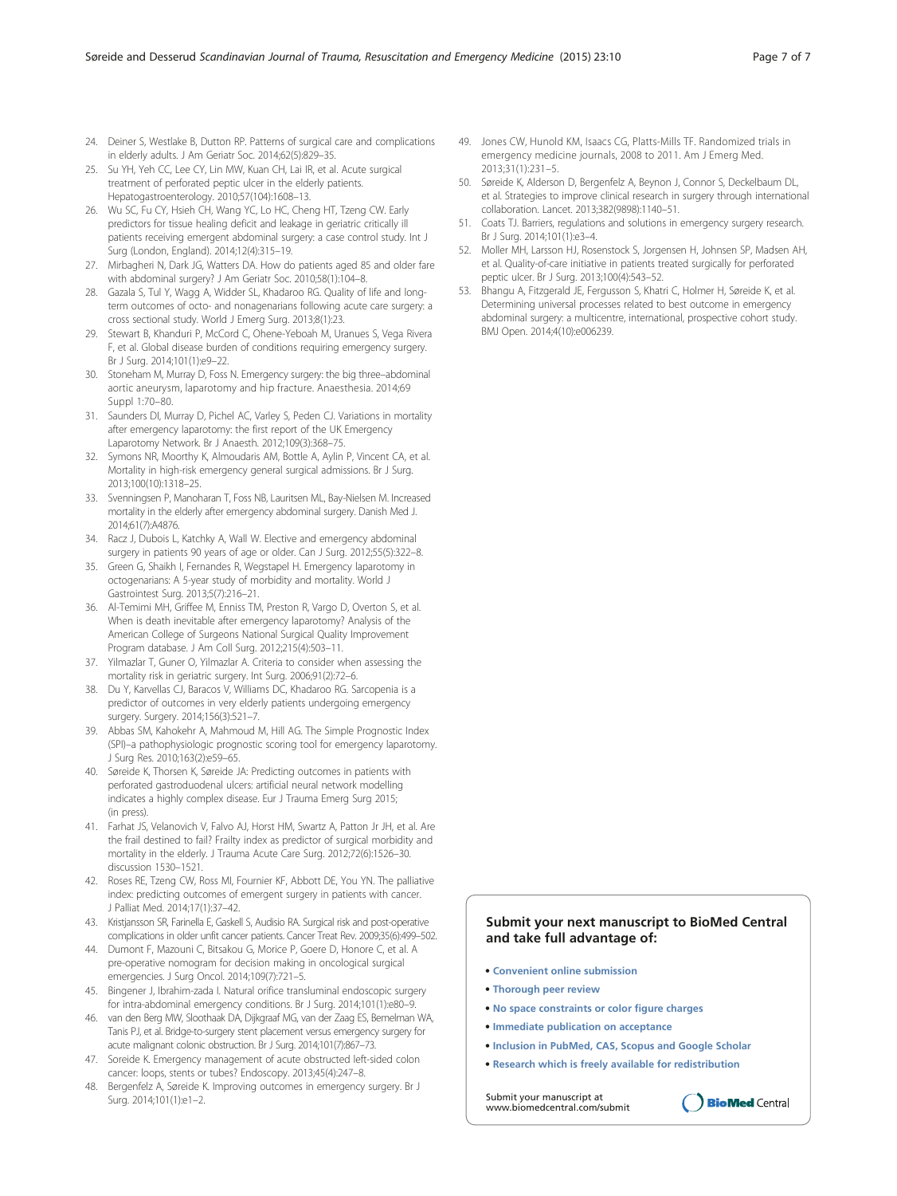24. Deiner S, Westlake B, Dutton RP. Patterns of surgical care and complications in elderly adults. J Am Geriatr Soc. 2014;62(5):829–35.
25. Su YH, Yeh CC, Lee CY, Lin MW, Kuan CH, Lai IR, et al. Acute surgical treatment of perforated peptic ulcer in the elderly patients. Hepatogastroenterology. 2010;57(104):1608–13.
26. Wu SC, Fu CY, Hsieh CH, Wang YC, Lo HC, Cheng HT, Tzeng CW. Early predictors for tissue healing deficit and leakage in geriatric critically ill patients receiving emergent abdominal surgery: a case control study. Int J Surg (London, England). 2014;12(4):315–19.
27. Mirbagheri N, Dark JG, Watters DA. How do patients aged 85 and older fare with abdominal surgery? J Am Geriatr Soc. 2010;58(1):104–8.
28. Gazala S, Tul Y, Wagg A, Widder SL, Khadaroo RG. Quality of life and long-term outcomes of octo- and nonagenarians following acute care surgery: a cross sectional study. World J Emerg Surg. 2013;8(1):23.
29. Stewart B, Khanduri P, McCord C, Ohene-Yeboah M, Uranues S, Vega Rivera F, et al. Global disease burden of conditions requiring emergency surgery. Br J Surg. 2014;101(1):e9–22.
30. Stoneham M, Murray D, Foss N. Emergency surgery: the big three–abdominal aortic aneurysm, laparotomy and hip fracture. Anaesthesia. 2014;69 Suppl 1:70–80.
31. Saunders DI, Murray D, Pichel AC, Varley S, Peden CJ. Variations in mortality after emergency laparotomy: the first report of the UK Emergency Laparotomy Network. Br J Anaesth. 2012;109(3):368–75.
32. Symons NR, Moorthy K, Almoudaris AM, Bottle A, Aylin P, Vincent CA, et al. Mortality in high-risk emergency general surgical admissions. Br J Surg. 2013;100(10):1318–25.
33. Svenningsen P, Manoharan T, Foss NB, Lauritsen ML, Bay-Nielsen M. Increased mortality in the elderly after emergency abdominal surgery. Danish Med J. 2014;61(7):A4876.
34. Racz J, Dubois L, Katchky A, Wall W. Elective and emergency abdominal surgery in patients 90 years of age or older. Can J Surg. 2012;55(5):322–8.
35. Green G, Shaikh I, Fernandes R, Wegstapel H. Emergency laparotomy in octogenarians: A 5-year study of morbidity and mortality. World J Gastrointest Surg. 2013;5(7):216–21.
36. Al-Temimi MH, Griffee M, Enniss TM, Preston R, Vargo D, Overton S, et al. When is death inevitable after emergency laparotomy? Analysis of the American College of Surgeons National Surgical Quality Improvement Program database. J Am Coll Surg. 2012;215(4):503–11.
37. Yilmazlar T, Guner O, Yilmazlar A. Criteria to consider when assessing the mortality risk in geriatric surgery. Int Surg. 2006;91(2):72–6.
38. Du Y, Karvellas CJ, Baracos V, Williams DC, Khadaroo RG. Sarcopenia is a predictor of outcomes in very elderly patients undergoing emergency surgery. Surgery. 2014;156(3):521–7.
39. Abbas SM, Kahokehr A, Mahmoud M, Hill AG. The Simple Prognostic Index (SPI)–a pathophysiologic prognostic scoring tool for emergency laparotomy. J Surg Res. 2010;163(2):e59–65.
40. Søreide K, Thorsen K, Søreide JA: Predicting outcomes in patients with perforated gastroduodenal ulcers: artificial neural network modelling indicates a highly complex disease. Eur J Trauma Emerg Surg 2015; (in press).
41. Farhat JS, Velanovich V, Falvo AJ, Horst HM, Swartz A, Patton Jr JH, et al. Are the frail destined to fail? Frailty index as predictor of surgical morbidity and mortality in the elderly. J Trauma Acute Care Surg. 2012;72(6):1526–30. discussion 1530–1521.
42. Roses RE, Tzeng CW, Ross MI, Fournier KF, Abbott DE, You YN. The palliative index: predicting outcomes of emergent surgery in patients with cancer. J Palliat Med. 2014;17(1):37–42.
43. Kristjansson SR, Farinella E, Gaskell S, Audisio RA. Surgical risk and post-operative complications in older unfit cancer patients. Cancer Treat Rev. 2009;35(6):499–502.
44. Dumont F, Mazouni C, Bitsakou G, Morice P, Goere D, Honore C, et al. A pre-operative nomogram for decision making in oncological surgical emergencies. J Surg Oncol. 2014;109(7):721–5.
45. Bingener J, Ibrahim-zada I. Natural orifice transluminal endoscopic surgery for intra-abdominal emergency conditions. Br J Surg. 2014;101(1):e80–9.
46. van den Berg MW, Sloothaak DA, Dijkgraaf MG, van der Zaag ES, Bemelman WA, Tanis PJ, et al. Bridge-to-surgery stent placement versus emergency surgery for acute malignant colonic obstruction. Br J Surg. 2014;101(7):867–73.
47. Soreide K. Emergency management of acute obstructed left-sided colon cancer: loops, stents or tubes? Endoscopy. 2013;45(4):247–8.
48. Bergenfelz A, Søreide K. Improving outcomes in emergency surgery. Br J Surg. 2014;101(1):e1–2.
49. Jones CW, Hunold KM, Isaacs CG, Platts-Mills TF. Randomized trials in emergency medicine journals, 2008 to 2011. Am J Emerg Med. 2013;31(1):231–5.
50. Søreide K, Alderson D, Bergenfelz A, Beynon J, Connor S, Deckelbaum DL, et al. Strategies to improve clinical research in surgery through international collaboration. Lancet. 2013;382(9898):1140–51.
51. Coats TJ. Barriers, regulations and solutions in emergency surgery research. Br J Surg. 2014;101(1):e3–4.
52. Moller MH, Larsson HJ, Rosenstock S, Jorgensen H, Johnsen SP, Madsen AH, et al. Quality-of-care initiative in patients treated surgically for perforated peptic ulcer. Br J Surg. 2013;100(4):543–52.
53. Bhangu A, Fitzgerald JE, Fergusson S, Khatri C, Holmer H, Søreide K, et al. Determining universal processes related to best outcome in emergency abdominal surgery: a multicentre, international, prospective cohort study. BMJ Open. 2014;4(10):e006239.

**Submit your next manuscript to BioMed Central and take full advantage of:**

- Convenient online submission
- Thorough peer review
- No space constraints or color figure charges
- Immediate publication on acceptance
- Inclusion in PubMed, CAS, Scopus and Google Scholar
- Research which is freely available for redistribution

Submit your manuscript at www.biomedcentral.com/submit

BioMed Central